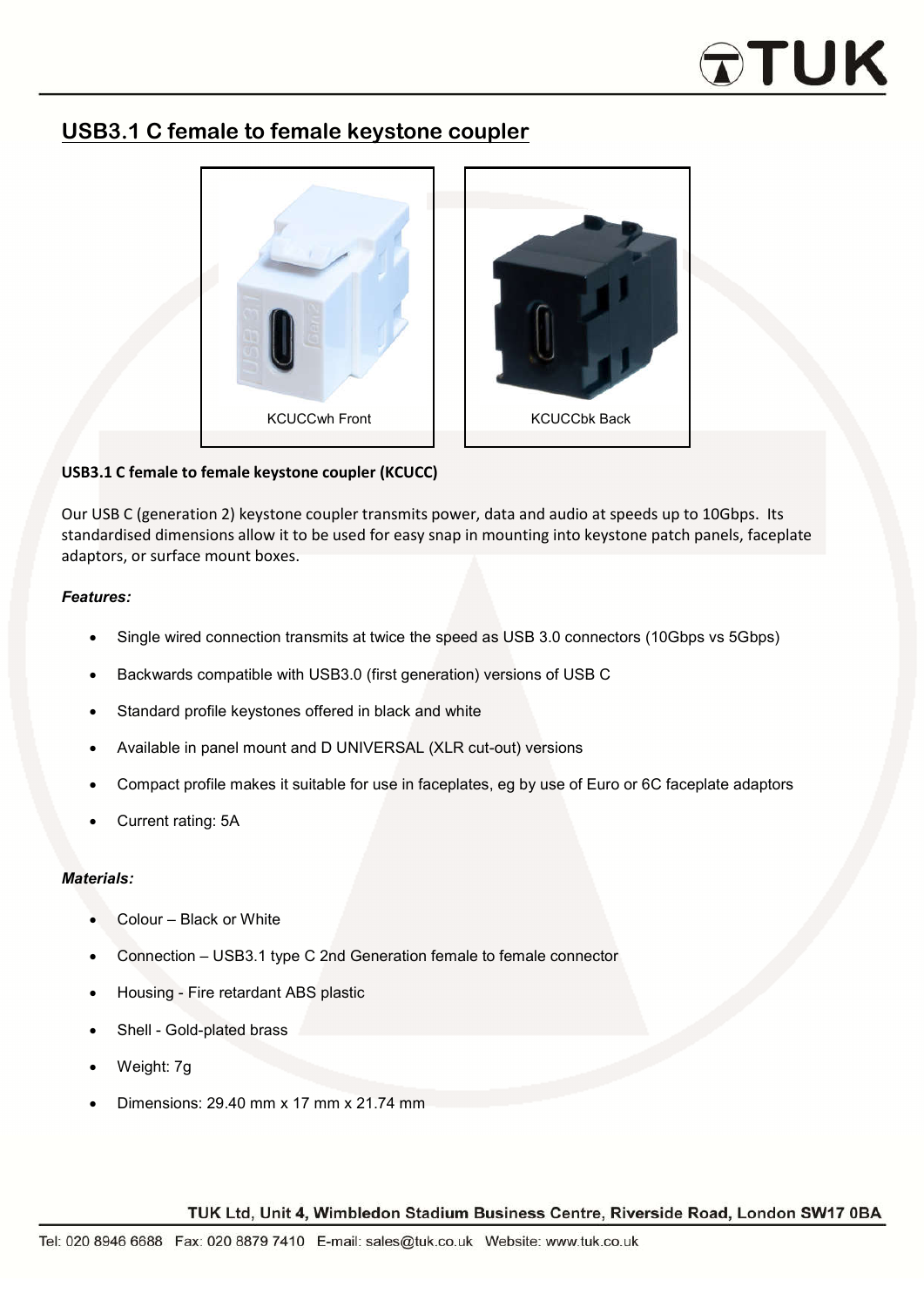# USB3.1 C female to female keystone coupler

KCUCCwh Front

KCUCCbk Back

**USB3.1 C female to female keystone coupler (KCUCC)**

Our USB C (generation 2) keystone coupler transmits power, data and audio at speeds up to 10Gbps. Its standardised dimensions allow it to be used for easy snap in mounting into keystone patch panels, faceplate adaptors, or surface mount boxes.

***Features:***

- Single wired connection transmits at twice the speed as USB 3.0 connectors (10Gbps vs 5Gbps)
- Backwards compatible with USB3.0 (first generation) versions of USB C
- Standard profile keystones offered in black and white
- Available in panel mount and D UNIVERSAL (XLR cut-out) versions
- Compact profile makes it suitable for use in faceplates, eg by use of Euro or 6C faceplate adaptors
- Current rating: 5A

***Materials:***

- Colour – Black or White
- Connection – USB3.1 type C 2nd Generation female to female connector
- Housing - Fire retardant ABS plastic
- Shell - Gold-plated brass
- Weight: 7g
- Dimensions: 29.40 mm x 17 mm x 21.74 mm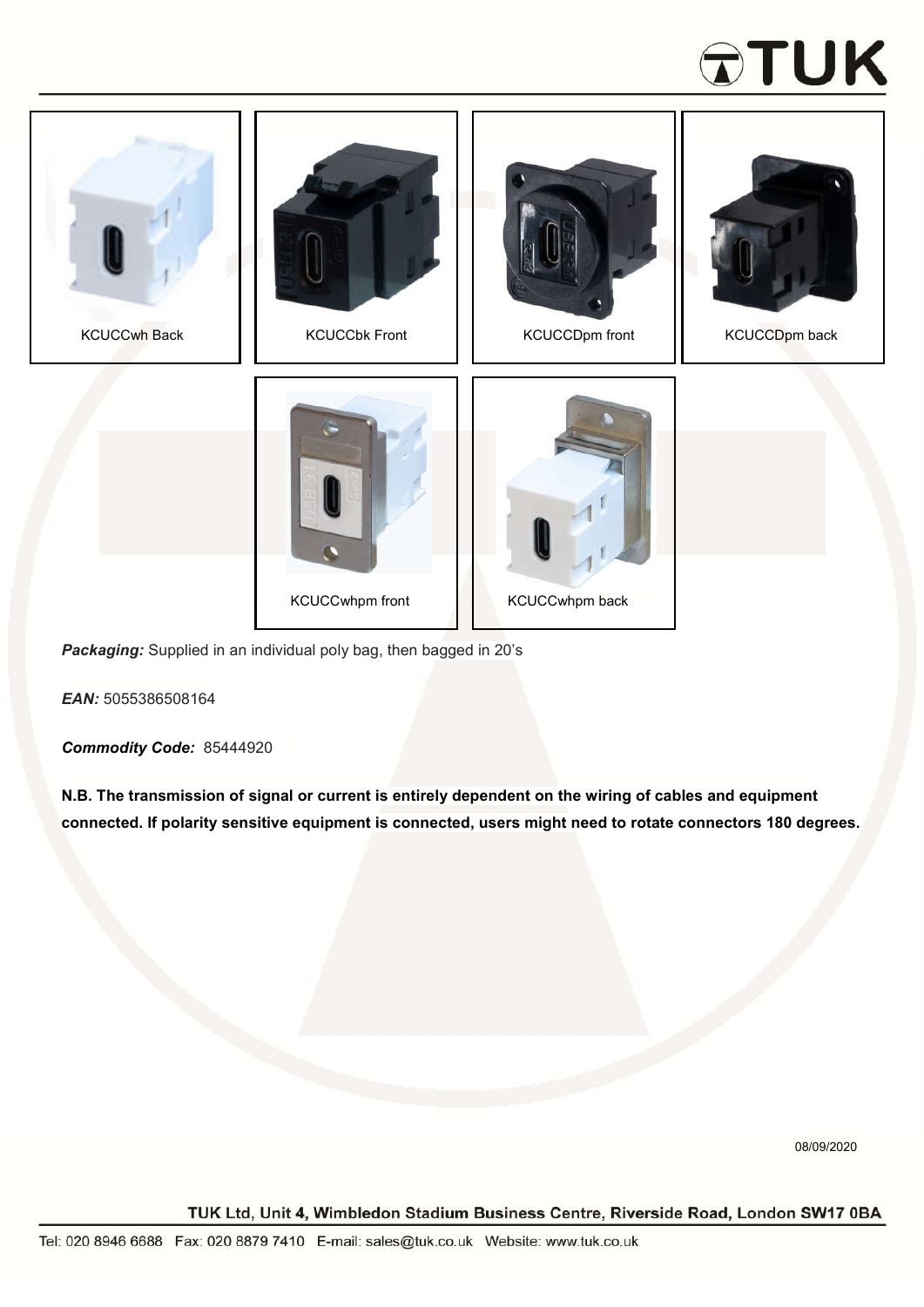KCUCCwh Back

KCUCCbk Front

KCUCCDpm front

KCUCCDpm back

KCUCCwhpm front

KCUCCwhpm back

***Packaging:*** Supplied in an individual poly bag, then bagged in 20's

***EAN:*** 5055386508164

***Commodity Code:*** 85444920

**N.B. The transmission of signal or current is entirely dependent on the wiring of cables and equipment connected. If polarity sensitive equipment is connected, users might need to rotate connectors 180 degrees.**

08/09/2020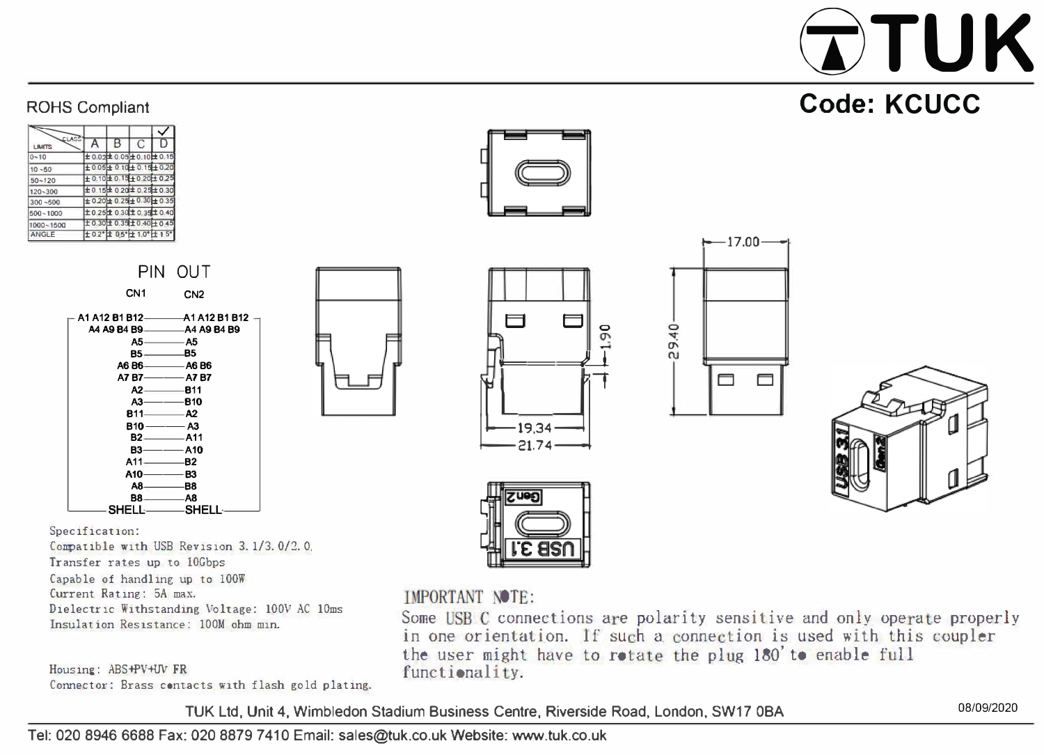# TUK

## Code: KCUCC

ROHS Compliant

| LIMITS \ CLASS | A | B | C | D ✓ |
|---|---|---|---|---|
| 0~10 | ±0.02 | ±0.05 | ±0.10 | ±0.15 |
| 10~50 | ±0.05 | ±0.10 | ±0.15 | ±0.20 |
| 50~120 | ±0.10 | ±0.15 | ±0.20 | ±0.25 |
| 120~300 | ±0.15 | ±0.20 | ±0.25 | ±0.30 |
| 300~500 | ±0.20 | ±0.25 | ±0.30 | ±0.35 |
| 500~1000 | ±0.25 | ±0.30 | ±0.35 | ±0.40 |
| 1000~1500 | ±0.30 | ±0.35 | ±0.40 | ±0.45 |
| ANGLE | ±0.2° | ±0.5° | ±1.0° | ±1.5° |

### PIN OUT

| CN1 | CN2 |
|---|---|
| A1 A12 B1 B12 | A1 A12 B1 B12 |
| A4 A9 B4 B9 | A4 A9 B4 B9 |
| A5 | A5 |
| B5 | B5 |
| A6 B6 | A6 B6 |
| A7 B7 | A7 B7 |
| A2 | B11 |
| A3 | B10 |
| B11 | A2 |
| B10 | A3 |
| B2 | A11 |
| B3 | A10 |
| A11 | B2 |
| A10 | B3 |
| A8 | B8 |
| B8 | A8 |
| SHELL | SHELL |

17.00

29.40

1.90

19.34

21.74

USB 3.1

Gen2

Specification:

Compatible with USB Revision 3.1/3.0/2.0.

Transfer rates up to 10Gbps

Capable of handling up to 100W

Current Rating: 5A max.

Dielectric Withstanding Voltage: 100V AC 10ms

Insulation Resistance: 100M ohm min.

Housing: ABS+PV+UV FR

Connector: Brass contacts with flash gold plating.

IMPORTANT NOTE:

Some USB C connections are polarity sensitive and only operate properly in one orientation. If such a connection is used with this coupler the user might have to rotate the plug 180° to enable full functionality.

TUK Ltd, Unit 4, Wimbledon Stadium Business Centre, Riverside Road, London, SW17 0BA

08/09/2020

Tel: 020 8946 6688 Fax: 020 8879 7410 Email: sales@tuk.co.uk Website: www.tuk.co.uk